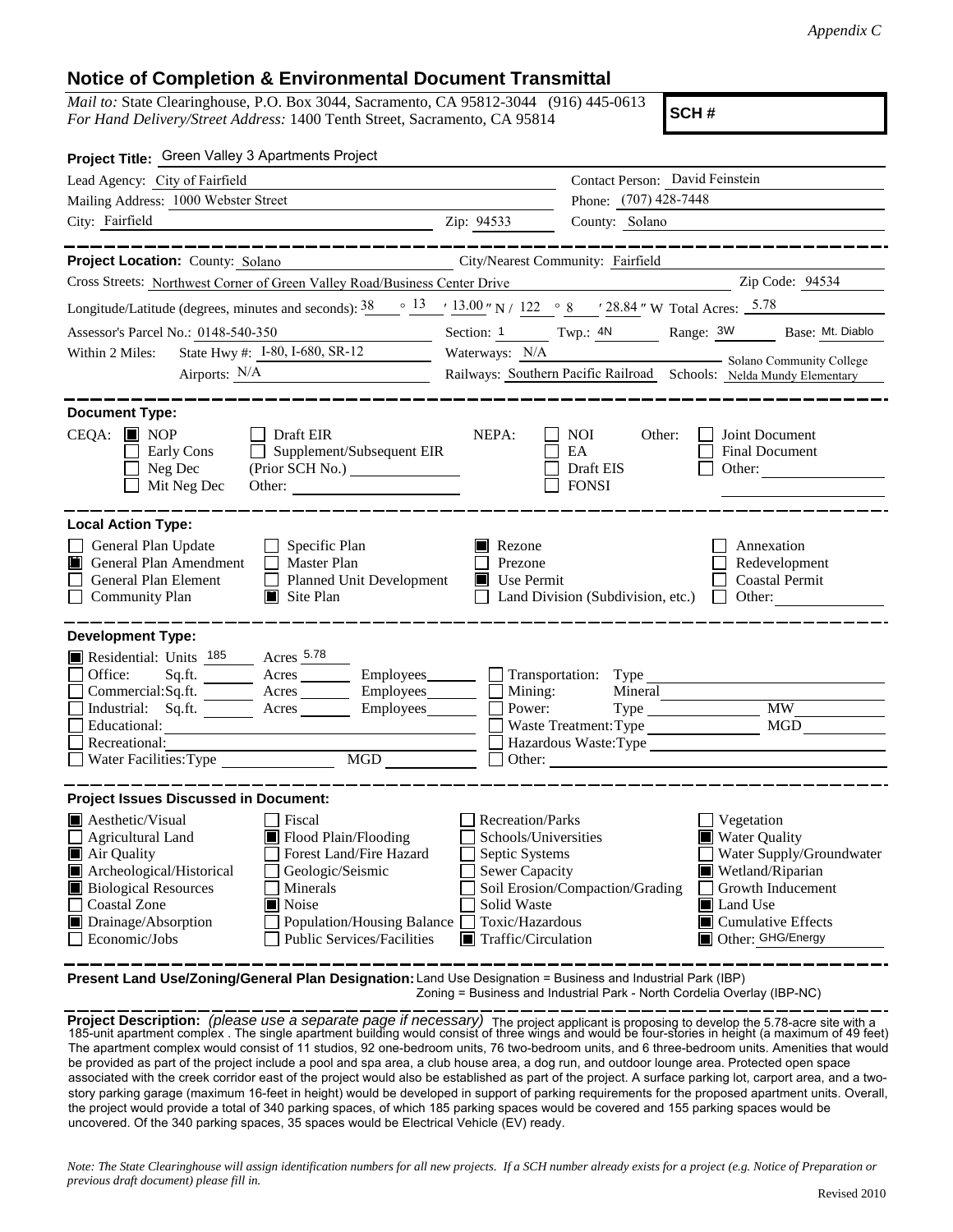*Appendix C*

# Notice of Completion & Environmental Document Transmittal

*Mail to:* State Clearinghouse, P.O. Box 3044, Sacramento, CA 95812-3044 (916) 445-0613
*For Hand Delivery/Street Address:* 1400 Tenth Street, Sacramento, CA 95814

**SCH #**

**Project Title:** Green Valley 3 Apartments Project

Lead Agency: City of Fairfield
Contact Person: David Feinstein
Mailing Address: 1000 Webster Street
Phone: (707) 428-7448
City: Fairfield
Zip: 94533
County: Solano

---

**Project Location:** County: Solano
City/Nearest Community: Fairfield
Cross Streets: Northwest Corner of Green Valley Road/Business Center Drive
Zip Code: 94534
Longitude/Latitude (degrees, minutes and seconds): 38 ° 13 ′ 13.00 ″ N / 122 ° 8 ′ 28.84 ″ W Total Acres: 5.78
Assessor's Parcel No.: 0148-540-350
Section: 1 Twp.: 4N Range: 3W Base: Mt. Diablo
Within 2 Miles: State Hwy #: I-80, I-680, SR-12
Waterways: N/A
Airports: N/A
Railways: Southern Pacific Railroad
Schools: Solano Community College, Nelda Mundy Elementary

---

**Document Type:**

CEQA:
- [x] NOP
- [ ] Early Cons
- [ ] Neg Dec
- [ ] Mit Neg Dec
- [ ] Draft EIR
- [ ] Supplement/Subsequent EIR (Prior SCH No.) ______
- Other: ______

NEPA:
- [ ] NOI
- [ ] EA
- [ ] Draft EIS
- [ ] FONSI

Other:
- [ ] Joint Document
- [ ] Final Document
- [ ] Other: ______

---

**Local Action Type:**

- [ ] General Plan Update
- [x] General Plan Amendment
- [ ] General Plan Element
- [ ] Community Plan
- [ ] Specific Plan
- [ ] Master Plan
- [ ] Planned Unit Development
- [x] Site Plan
- [x] Rezone
- [ ] Prezone
- [x] Use Permit
- [ ] Land Division (Subdivision, etc.)
- [ ] Annexation
- [ ] Redevelopment
- [ ] Coastal Permit
- [ ] Other: ______

---

**Development Type:**

- [x] Residential: Units 185 Acres 5.78
- [ ] Office: Sq.ft. ______ Acres ______ Employees ______
- [ ] Commercial: Sq.ft. ______ Acres ______ Employees ______
- [ ] Industrial: Sq.ft. ______ Acres ______ Employees ______
- [ ] Educational: ______
- [ ] Recreational: ______
- [ ] Water Facilities: Type ______ MGD ______
- [ ] Transportation: Type ______
- [ ] Mining: Mineral ______
- [ ] Power: Type ______ MW ______
- [ ] Waste Treatment: Type ______ MGD ______
- [ ] Hazardous Waste: Type ______
- [ ] Other: ______

---

**Project Issues Discussed in Document:**

- [x] Aesthetic/Visual
- [ ] Agricultural Land
- [x] Air Quality
- [x] Archeological/Historical
- [x] Biological Resources
- [ ] Coastal Zone
- [x] Drainage/Absorption
- [ ] Economic/Jobs
- [ ] Fiscal
- [x] Flood Plain/Flooding
- [ ] Forest Land/Fire Hazard
- [ ] Geologic/Seismic
- [ ] Minerals
- [x] Noise
- [ ] Population/Housing Balance
- [ ] Public Services/Facilities
- [ ] Recreation/Parks
- [ ] Schools/Universities
- [ ] Septic Systems
- [ ] Sewer Capacity
- [ ] Soil Erosion/Compaction/Grading
- [ ] Solid Waste
- [ ] Toxic/Hazardous
- [x] Traffic/Circulation
- [ ] Vegetation
- [x] Water Quality
- [ ] Water Supply/Groundwater
- [x] Wetland/Riparian
- [ ] Growth Inducement
- [x] Land Use
- [x] Cumulative Effects
- [x] Other: GHG/Energy

---

**Present Land Use/Zoning/General Plan Designation:** Land Use Designation = Business and Industrial Park (IBP)
Zoning = Business and Industrial Park - North Cordelia Overlay (IBP-NC)

---

**Project Description:** *(please use a separate page if necessary)* The project applicant is proposing to develop the 5.78-acre site with a 185-unit apartment complex . The single apartment building would consist of three wings and would be four-stories in height (a maximum of 49 feet) The apartment complex would consist of 11 studios, 92 one-bedroom units, 76 two-bedroom units, and 6 three-bedroom units. Amenities that would be provided as part of the project include a pool and spa area, a club house area, a dog run, and outdoor lounge area. Protected open space associated with the creek corridor east of the project would also be established as part of the project. A surface parking lot, carport area, and a two-story parking garage (maximum 16-feet in height) would be developed in support of parking requirements for the proposed apartment units. Overall, the project would provide a total of 340 parking spaces, of which 185 parking spaces would be covered and 155 parking spaces would be uncovered. Of the 340 parking spaces, 35 spaces would be Electrical Vehicle (EV) ready.

*Note: The State Clearinghouse will assign identification numbers for all new projects. If a SCH number already exists for a project (e.g. Notice of Preparation or previous draft document) please fill in.*

Revised 2010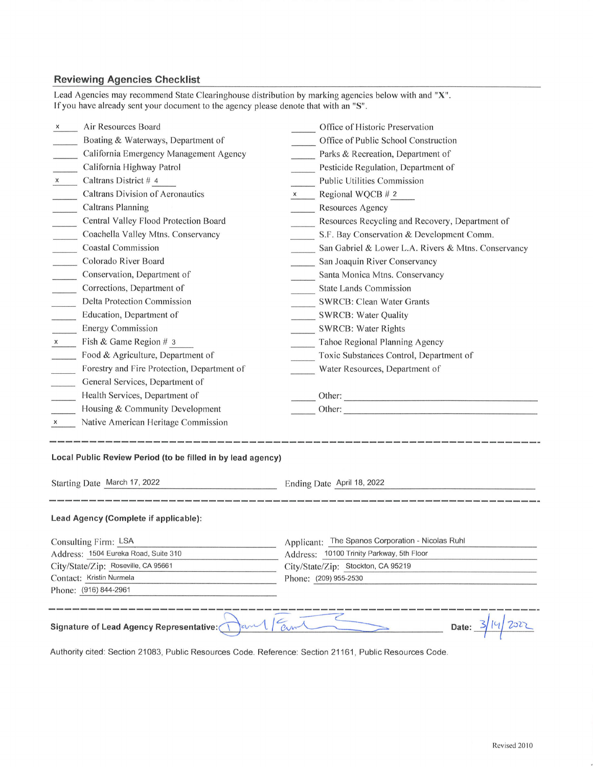## Reviewing Agencies Checklist

Lead Agencies may recommend State Clearinghouse distribution by marking agencies below with and "X".
If you have already sent your document to the agency please denote that with an "S".

- x Air Resources Board
- ___ Boating & Waterways, Department of
- ___ California Emergency Management Agency
- ___ California Highway Patrol
- x Caltrans District # 4
- ___ Caltrans Division of Aeronautics
- ___ Caltrans Planning
- ___ Central Valley Flood Protection Board
- ___ Coachella Valley Mtns. Conservancy
- ___ Coastal Commission
- ___ Colorado River Board
- ___ Conservation, Department of
- ___ Corrections, Department of
- ___ Delta Protection Commission
- ___ Education, Department of
- ___ Energy Commission
- x Fish & Game Region # 3
- ___ Food & Agriculture, Department of
- ___ Forestry and Fire Protection, Department of
- ___ General Services, Department of
- ___ Health Services, Department of
- ___ Housing & Community Development
- x Native American Heritage Commission
- ___ Office of Historic Preservation
- ___ Office of Public School Construction
- ___ Parks & Recreation, Department of
- ___ Pesticide Regulation, Department of
- ___ Public Utilities Commission
- x Regional WQCB # 2
- ___ Resources Agency
- ___ Resources Recycling and Recovery, Department of
- ___ S.F. Bay Conservation & Development Comm.
- ___ San Gabriel & Lower L.A. Rivers & Mtns. Conservancy
- ___ San Joaquin River Conservancy
- ___ Santa Monica Mtns. Conservancy
- ___ State Lands Commission
- ___ SWRCB: Clean Water Grants
- ___ SWRCB: Water Quality
- ___ SWRCB: Water Rights
- ___ Tahoe Regional Planning Agency
- ___ Toxic Substances Control, Department of
- ___ Water Resources, Department of
- ___ Other: ___
- ___ Other: ___

---

**Local Public Review Period (to be filled in by lead agency)**

Starting Date March 17, 2022 Ending Date April 18, 2022

---

**Lead Agency (Complete if applicable):**

Consulting Firm: LSA
Address: 1504 Eureka Road, Suite 310
City/State/Zip: Roseville, CA 95661
Contact: Kristin Nurmela
Phone: (916) 844-2961

Applicant: The Spanos Corporation - Nicolas Ruhl
Address: 10100 Trinity Parkway, 5th Floor
City/State/Zip: Stockton, CA 95219
Phone: (209) 955-2530

---

**Signature of Lead Agency Representative:** [signature] **Date:** 3/14/2022

Authority cited: Section 21083, Public Resources Code. Reference: Section 21161, Public Resources Code.

Revised 2010